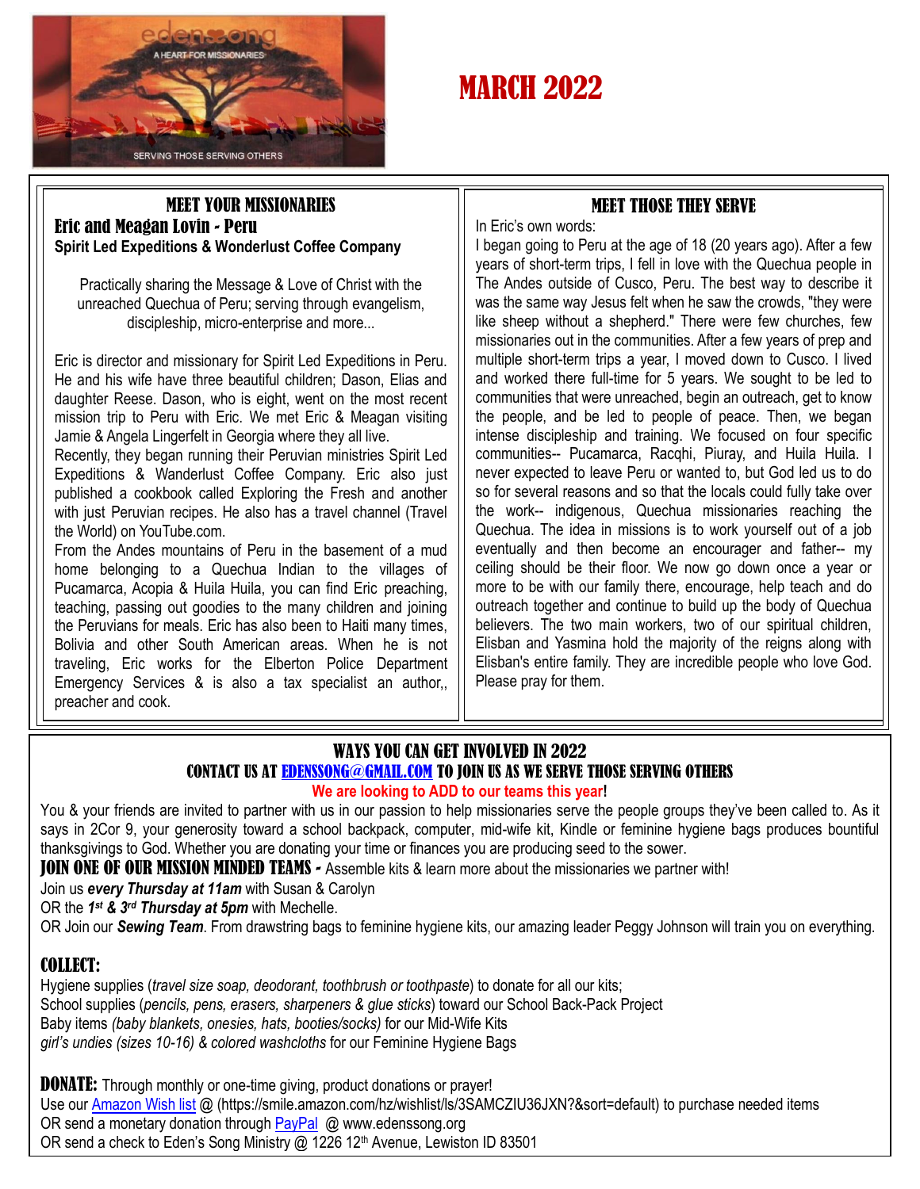# MARCH 2022

## MEET YOUR MISSIONARIES

### Eric and Meagan Lovin - Peru

**Spirit Led Expeditions & Wonderlust Coffee Company**

Practically sharing the Message & Love of Christ with the unreached Quechua of Peru; serving through evangelism, discipleship, micro-enterprise and more...

Eric is director and missionary for Spirit Led Expeditions in Peru. He and his wife have three beautiful children; Dason, Elias and daughter Reese. Dason, who is eight, went on the most recent mission trip to Peru with Eric. We met Eric & Meagan visiting Jamie & Angela Lingerfelt in Georgia where they all live.

Recently, they began running their Peruvian ministries Spirit Led Expeditions & Wanderlust Coffee Company. Eric also just published a cookbook called Exploring the Fresh and another with just Peruvian recipes. He also has a travel channel (Travel the World) on YouTube.com.

From the Andes mountains of Peru in the basement of a mud home belonging to a Quechua Indian to the villages of Pucamarca, Acopia & Huila Huila, you can find Eric preaching, teaching, passing out goodies to the many children and joining the Peruvians for meals. Eric has also been to Haiti many times, Bolivia and other South American areas. When he is not traveling, Eric works for the Elberton Police Department Emergency Services & is also a tax specialist an author,, preacher and cook.

## MEET THOSE THEY SERVE

In Eric's own words:

I began going to Peru at the age of 18 (20 years ago). After a few years of short-term trips, I fell in love with the Quechua people in The Andes outside of Cusco, Peru. The best way to describe it was the same way Jesus felt when he saw the crowds, "they were like sheep without a shepherd." There were few churches, few missionaries out in the communities. After a few years of prep and multiple short-term trips a year, I moved down to Cusco. I lived and worked there full-time for 5 years. We sought to be led to communities that were unreached, begin an outreach, get to know the people, and be led to people of peace. Then, we began intense discipleship and training. We focused on four specific communities-- Pucamarca, Racqhi, Piuray, and Huila Huila. I never expected to leave Peru or wanted to, but God led us to do so for several reasons and so that the locals could fully take over the work-- indigenous, Quechua missionaries reaching the Quechua. The idea in missions is to work yourself out of a job eventually and then become an encourager and father-- my ceiling should be their floor. We now go down once a year or more to be with our family there, encourage, help teach and do outreach together and continue to build up the body of Quechua believers. The two main workers, two of our spiritual children, Elisban and Yasmina hold the majority of the reigns along with Elisban's entire family. They are incredible people who love God. Please pray for them.

## WAYS YOU CAN GET INVOLVED IN 2022

### CONTACT US AT EDENSSONG@GMAIL.COM TO JOIN US AS WE SERVE THOSE SERVING OTHERS

**We are looking to ADD to our teams this year!**

You & your friends are invited to partner with us in our passion to help missionaries serve the people groups they've been called to. As it says in 2Cor 9, your generosity toward a school backpack, computer, mid-wife kit, Kindle or feminine hygiene bags produces bountiful thanksgivings to God. Whether you are donating your time or finances you are producing seed to the sower.

**JOIN ONE OF OUR MISSION MINDED TEAMS -** Assemble kits & learn more about the missionaries we partner with!

Join us ***every Thursday at 11am*** with Susan & Carolyn

OR the ***1st & 3rd Thursday at 5pm*** with Mechelle.

OR Join our ***Sewing Team***. From drawstring bags to feminine hygiene kits, our amazing leader Peggy Johnson will train you on everything.

**COLLECT:**

Hygiene supplies (*travel size soap, deodorant, toothbrush or toothpaste*) to donate for all our kits;

School supplies (*pencils, pens, erasers, sharpeners & glue sticks*) toward our School Back-Pack Project

Baby items *(baby blankets, onesies, hats, booties/socks)* for our Mid-Wife Kits

*girl's undies (sizes 10-16) & colored washcloths* for our Feminine Hygiene Bags

**DONATE:** Through monthly or one-time giving, product donations or prayer!

Use our Amazon Wish list @ (https://smile.amazon.com/hz/wishlist/ls/3SAMCZIU36JXN?&sort=default) to purchase needed items

OR send a monetary donation through PayPal @ www.edenssong.org

OR send a check to Eden's Song Ministry @ 1226 12th Avenue, Lewiston ID 83501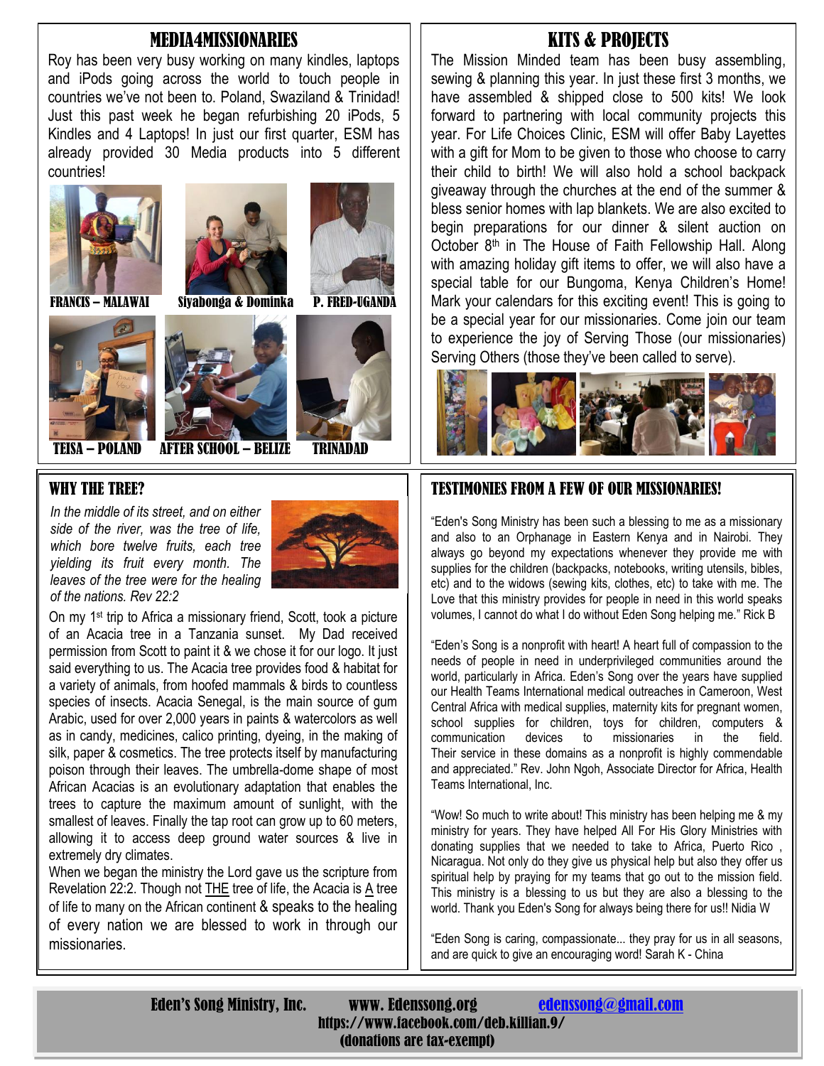## MEDIA4MISSIONARIES

Roy has been very busy working on many kindles, laptops and iPods going across the world to touch people in countries we've not been to. Poland, Swaziland & Trinidad! Just this past week he began refurbishing 20 iPods, 5 Kindles and 4 Laptops! In just our first quarter, ESM has already provided 30 Media products into 5 different countries!

FRANCIS – MALAWAI

Siyabonga & Dominka

P. FRED-UGANDA

TEISA – POLAND

AFTER SCHOOL – BELIZE

TRINADAD

## KITS & PROJECTS

The Mission Minded team has been busy assembling, sewing & planning this year. In just these first 3 months, we have assembled & shipped close to 500 kits! We look forward to partnering with local community projects this year. For Life Choices Clinic, ESM will offer Baby Layettes with a gift for Mom to be given to those who choose to carry their child to birth! We will also hold a school backpack giveaway through the churches at the end of the summer & bless senior homes with lap blankets. We are also excited to begin preparations for our dinner & silent auction on October 8th in The House of Faith Fellowship Hall. Along with amazing holiday gift items to offer, we will also have a special table for our Bungoma, Kenya Children's Home! Mark your calendars for this exciting event! This is going to be a special year for our missionaries. Come join our team to experience the joy of Serving Those (our missionaries) Serving Others (those they've been called to serve).

## WHY THE TREE?

*In the middle of its street, and on either side of the river, was the tree of life, which bore twelve fruits, each tree yielding its fruit every month. The leaves of the tree were for the healing of the nations. Rev 22:2*

On my 1st trip to Africa a missionary friend, Scott, took a picture of an Acacia tree in a Tanzania sunset. My Dad received permission from Scott to paint it & we chose it for our logo. It just said everything to us. The Acacia tree provides food & habitat for a variety of animals, from hoofed mammals & birds to countless species of insects. Acacia Senegal, is the main source of gum Arabic, used for over 2,000 years in paints & watercolors as well as in candy, medicines, calico printing, dyeing, in the making of silk, paper & cosmetics. The tree protects itself by manufacturing poison through their leaves. The umbrella-dome shape of most African Acacias is an evolutionary adaptation that enables the trees to capture the maximum amount of sunlight, with the smallest of leaves. Finally the tap root can grow up to 60 meters, allowing it to access deep ground water sources & live in extremely dry climates.

When we began the ministry the Lord gave us the scripture from Revelation 22:2. Though not THE tree of life, the Acacia is A tree of life to many on the African continent & speaks to the healing of every nation we are blessed to work in through our missionaries.

## TESTIMONIES FROM A FEW OF OUR MISSIONARIES!

"Eden's Song Ministry has been such a blessing to me as a missionary and also to an Orphanage in Eastern Kenya and in Nairobi. They always go beyond my expectations whenever they provide me with supplies for the children (backpacks, notebooks, writing utensils, bibles, etc) and to the widows (sewing kits, clothes, etc) to take with me. The Love that this ministry provides for people in need in this world speaks volumes, I cannot do what I do without Eden Song helping me." Rick B

"Eden's Song is a nonprofit with heart! A heart full of compassion to the needs of people in need in underprivileged communities around the world, particularly in Africa. Eden's Song over the years have supplied our Health Teams International medical outreaches in Cameroon, West Central Africa with medical supplies, maternity kits for pregnant women, school supplies for children, toys for children, computers & communication devices to missionaries in the field. Their service in these domains as a nonprofit is highly commendable and appreciated." Rev. John Ngoh, Associate Director for Africa, Health Teams International, Inc.

"Wow! So much to write about! This ministry has been helping me & my ministry for years. They have helped All For His Glory Ministries with donating supplies that we needed to take to Africa, Puerto Rico , Nicaragua. Not only do they give us physical help but also they offer us spiritual help by praying for my teams that go out to the mission field. This ministry is a blessing to us but they are also a blessing to the world. Thank you Eden's Song for always being there for us!! Nidia W

"Eden Song is caring, compassionate... they pray for us in all seasons, and are quick to give an encouraging word! Sarah K - China

**Eden's Song Ministry, Inc.** **www. Edenssong.org** **edenssong@gmail.com**
**https://www.facebook.com/deb.killian.9/**
**(donations are tax-exempt)**